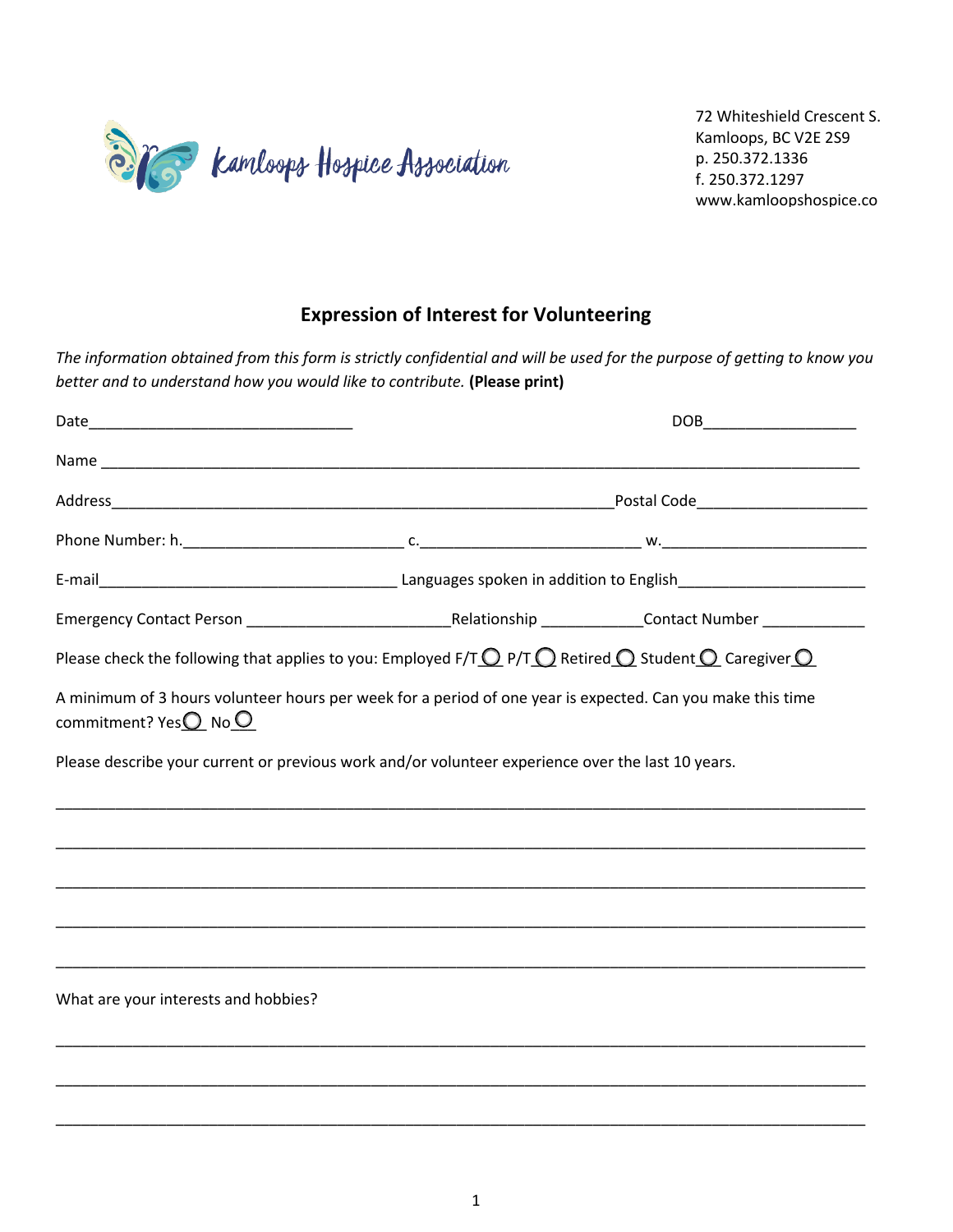Kamloops Hospice Association

72 Whiteshield Crescent S.
Kamloops, BC V2E 2S9
p. 250.372.1336
f. 250.372.1297
www.kamloopshospice.co

## Expression of Interest for Volunteering

*The information obtained from this form is strictly confidential and will be used for the purpose of getting to know you better and to understand how you would like to contribute.* **(Please print)**

Date_______________________________ DOB__________________

Name ________________________________________________________________________________

Address_____________________________________________________Postal Code____________________

Phone Number: h.__________________________ c.__________________________ w.________________________

E-mail___________________________________ Languages spoken in addition to English_____________________

Emergency Contact Person ________________________Relationship ____________Contact Number ____________

Please check the following that applies to you: Employed F/T ○ P/T ○ Retired ○ Student ○ Caregiver ○

A minimum of 3 hours volunteer hours per week for a period of one year is expected. Can you make this time commitment? Yes ○ No ○

Please describe your current or previous work and/or volunteer experience over the last 10 years.

_____________________________________________________________________________________________

_____________________________________________________________________________________________

_____________________________________________________________________________________________

_____________________________________________________________________________________________

_____________________________________________________________________________________________

What are your interests and hobbies?

_____________________________________________________________________________________________

_____________________________________________________________________________________________

_____________________________________________________________________________________________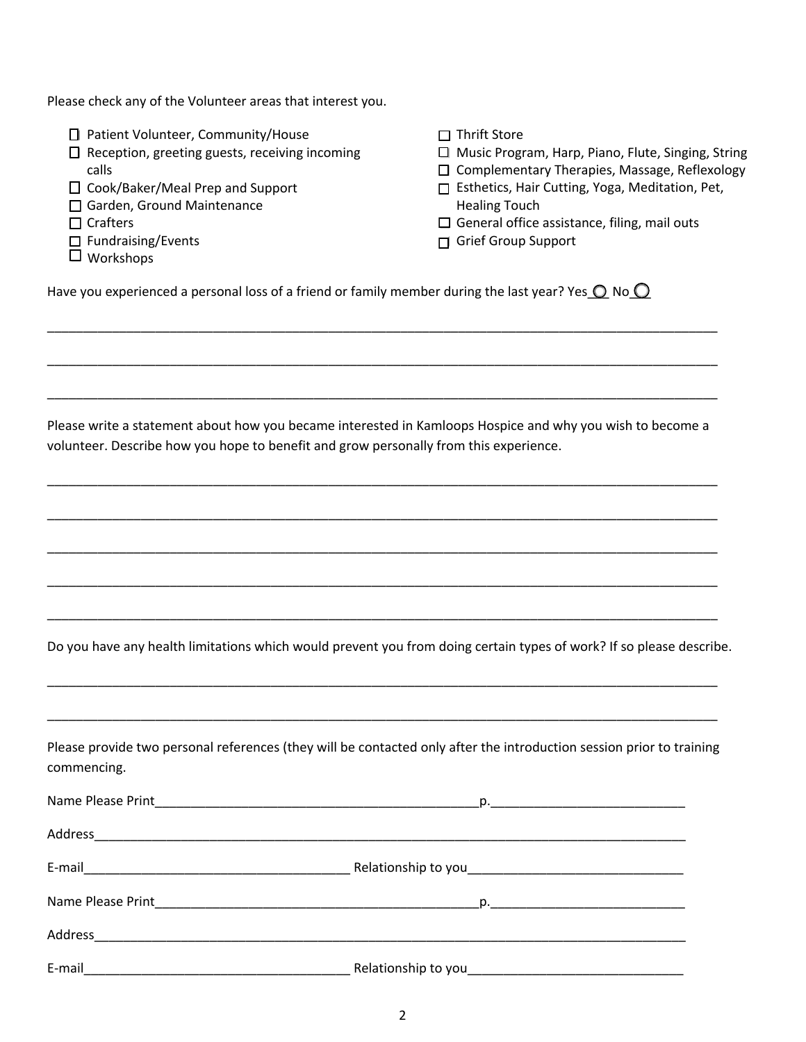Please check any of the Volunteer areas that interest you.

- ☐ Patient Volunteer, Community/House
- ☐ Reception, greeting guests, receiving incoming calls
- ☐ Cook/Baker/Meal Prep and Support
- ☐ Garden, Ground Maintenance
- ☐ Crafters
- ☐ Fundraising/Events
- ☐ Workshops
- ☐ Thrift Store
- ☐ Music Program, Harp, Piano, Flute, Singing, String
- ☐ Complementary Therapies, Massage, Reflexology
- ☐ Esthetics, Hair Cutting, Yoga, Meditation, Pet, Healing Touch
- ☐ General office assistance, filing, mail outs
- ☐ Grief Group Support

Have you experienced a personal loss of a friend or family member during the last year? Yes ○ No ○

___________________________________________________________________________________

___________________________________________________________________________________

___________________________________________________________________________________

Please write a statement about how you became interested in Kamloops Hospice and why you wish to become a volunteer. Describe how you hope to benefit and grow personally from this experience.

___________________________________________________________________________________

___________________________________________________________________________________

___________________________________________________________________________________

___________________________________________________________________________________

___________________________________________________________________________________

Do you have any health limitations which would prevent you from doing certain types of work? If so please describe.

___________________________________________________________________________________

___________________________________________________________________________________

Please provide two personal references (they will be contacted only after the introduction session prior to training commencing.

Name Please Print_______________________________________________p.___________________________

Address___________________________________________________________________________________

E-mail_____________________________________ Relationship to you______________________________

Name Please Print_______________________________________________p.___________________________

Address___________________________________________________________________________________

E-mail_____________________________________ Relationship to you______________________________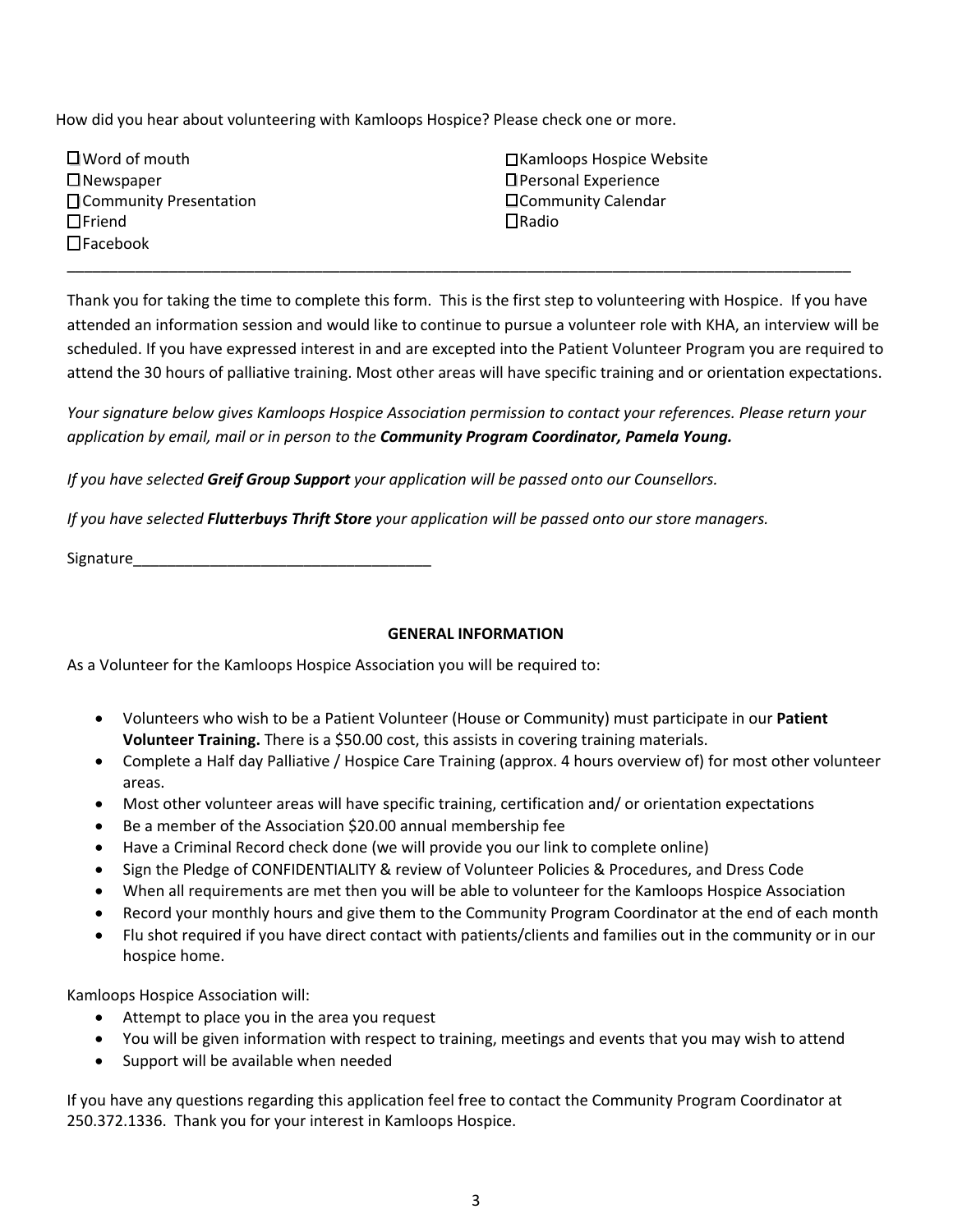How did you hear about volunteering with Kamloops Hospice? Please check one or more.

- ☐ Word of mouth
- ☐ Newspaper
- ☐ Community Presentation
- ☐ Friend
- ☐ Facebook
- ☐ Kamloops Hospice Website
- ☐ Personal Experience
- ☐ Community Calendar
- ☐ Radio

---

Thank you for taking the time to complete this form. This is the first step to volunteering with Hospice. If you have attended an information session and would like to continue to pursue a volunteer role with KHA, an interview will be scheduled. If you have expressed interest in and are excepted into the Patient Volunteer Program you are required to attend the 30 hours of palliative training. Most other areas will have specific training and or orientation expectations.

*Your signature below gives Kamloops Hospice Association permission to contact your references. Please return your application by email, mail or in person to the* ***Community Program Coordinator, Pamela Young.***

*If you have selected* ***Greif Group Support*** *your application will be passed onto our Counsellors.*

*If you have selected* ***Flutterbuys Thrift Store*** *your application will be passed onto our store managers.*

Signature___________________________________

**GENERAL INFORMATION**

As a Volunteer for the Kamloops Hospice Association you will be required to:

- Volunteers who wish to be a Patient Volunteer (House or Community) must participate in our **Patient Volunteer Training.** There is a $50.00 cost, this assists in covering training materials.
- Complete a Half day Palliative / Hospice Care Training (approx. 4 hours overview of) for most other volunteer areas.
- Most other volunteer areas will have specific training, certification and/ or orientation expectations
- Be a member of the Association $20.00 annual membership fee
- Have a Criminal Record check done (we will provide you our link to complete online)
- Sign the Pledge of CONFIDENTIALITY & review of Volunteer Policies & Procedures, and Dress Code
- When all requirements are met then you will be able to volunteer for the Kamloops Hospice Association
- Record your monthly hours and give them to the Community Program Coordinator at the end of each month
- Flu shot required if you have direct contact with patients/clients and families out in the community or in our hospice home.

Kamloops Hospice Association will:

- Attempt to place you in the area you request
- You will be given information with respect to training, meetings and events that you may wish to attend
- Support will be available when needed

If you have any questions regarding this application feel free to contact the Community Program Coordinator at 250.372.1336. Thank you for your interest in Kamloops Hospice.